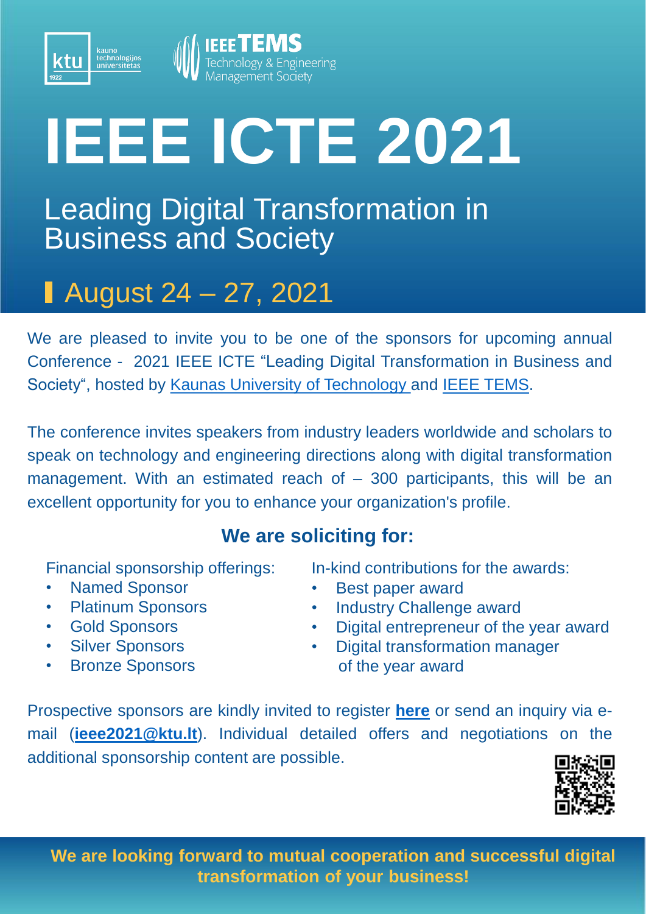ktu kauno technologijos universitetas 1922

IEEE TEMS Technology & Engineering Management Society

# IEEE ICTE 2021

## Leading Digital Transformation in Business and Society

## August 24 – 27, 2021

We are pleased to invite you to be one of the sponsors for upcoming annual Conference - 2021 IEEE ICTE "Leading Digital Transformation in Business and Society", hosted by Kaunas University of Technology and IEEE TEMS.

The conference invites speakers from industry leaders worldwide and scholars to speak on technology and engineering directions along with digital transformation management. With an estimated reach of – 300 participants, this will be an excellent opportunity for you to enhance your organization's profile.

### We are soliciting for:

Financial sponsorship offerings:

- Named Sponsor
- Platinum Sponsors
- Gold Sponsors
- Silver Sponsors
- Bronze Sponsors

In-kind contributions for the awards:

- Best paper award
- Industry Challenge award
- Digital entrepreneur of the year award
- Digital transformation manager of the year award

Prospective sponsors are kindly invited to register **here** or send an inquiry via e-mail (**ieee2021@ktu.lt**). Individual detailed offers and negotiations on the additional sponsorship content are possible.

**We are looking forward to mutual cooperation and successful digital transformation of your business!**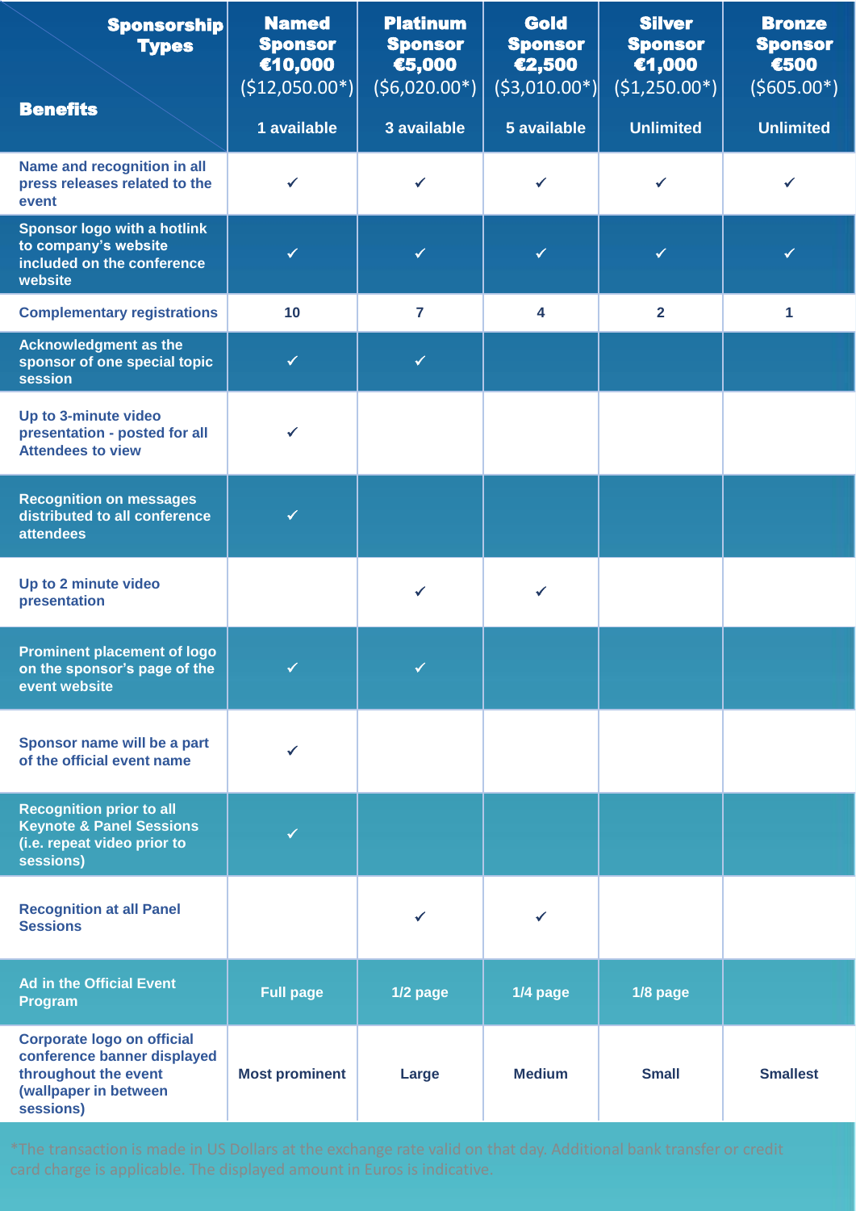| Sponsorship Types / Benefits | Named Sponsor €10,000 ($12,050.00*) 1 available | Platinum Sponsor €5,000 ($6,020.00*) 3 available | Gold Sponsor €2,500 ($3,010.00*) 5 available | Silver Sponsor €1,000 ($1,250.00*) Unlimited | Bronze Sponsor €500 ($605.00*) Unlimited |
|---|---|---|---|---|---|
| Name and recognition in all press releases related to the event | ✓ | ✓ | ✓ | ✓ | ✓ |
| Sponsor logo with a hotlink to company's website included on the conference website | ✓ | ✓ | ✓ | ✓ | ✓ |
| Complementary registrations | 10 | 7 | 4 | 2 | 1 |
| Acknowledgment as the sponsor of one special topic session | ✓ | ✓ | | | |
| Up to 3-minute video presentation - posted for all Attendees to view | ✓ | | | | |
| Recognition on messages distributed to all conference attendees | ✓ | | | | |
| Up to 2 minute video presentation | | ✓ | ✓ | | |
| Prominent placement of logo on the sponsor's page of the event website | ✓ | ✓ | | | |
| Sponsor name will be a part of the official event name | ✓ | | | | |
| Recognition prior to all Keynote & Panel Sessions (i.e. repeat video prior to sessions) | ✓ | | | | |
| Recognition at all Panel Sessions | | ✓ | ✓ | | |
| Ad in the Official Event Program | Full page | 1/2 page | 1/4 page | 1/8 page | |
| Corporate logo on official conference banner displayed throughout the event (wallpaper in between sessions) | Most prominent | Large | Medium | Small | Smallest |

*The transaction is made in US Dollars at the exchange rate valid on that day. Additional bank transfer or credit card charge is applicable. The displayed amount in Euros is indicative.